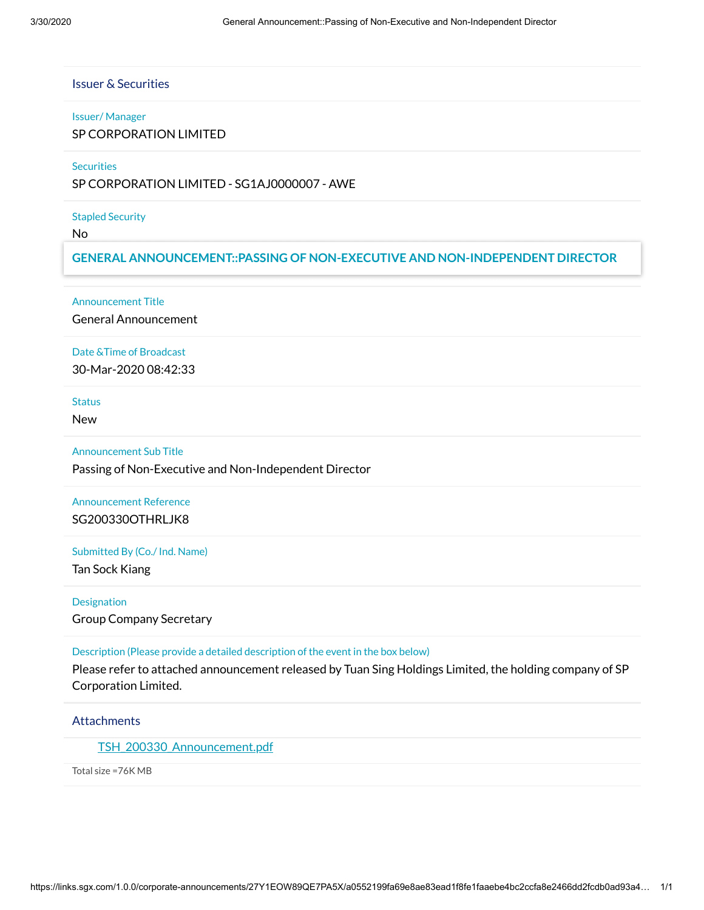## Issuer & Securities

**Issuer/ Manager**

SP CORPORATION LIMITED

**Securities**

SP CORPORATION LIMITED - SG1AJ0000007 - AWE

**Stapled Security**

No

## GENERAL ANNOUNCEMENT::PASSING OF NON-EXECUTIVE AND NON-INDEPENDENT DIRECTOR

**Announcement Title**

General Announcement

**Date &Time of Broadcast**

30-Mar-2020 08:42:33

**Status**

New

**Announcement Sub Title**

Passing of Non-Executive and Non-Independent Director

**Announcement Reference**

SG200330OTHRLJK8

**Submitted By (Co./ Ind. Name)**

Tan Sock Kiang

**Designation**

Group Company Secretary

**Description (Please provide a detailed description of the event in the box below)**

Please refer to attached announcement released by Tuan Sing Holdings Limited, the holding company of SP Corporation Limited.

## Attachments

TSH_200330_Announcement.pdf

Total size =76K MB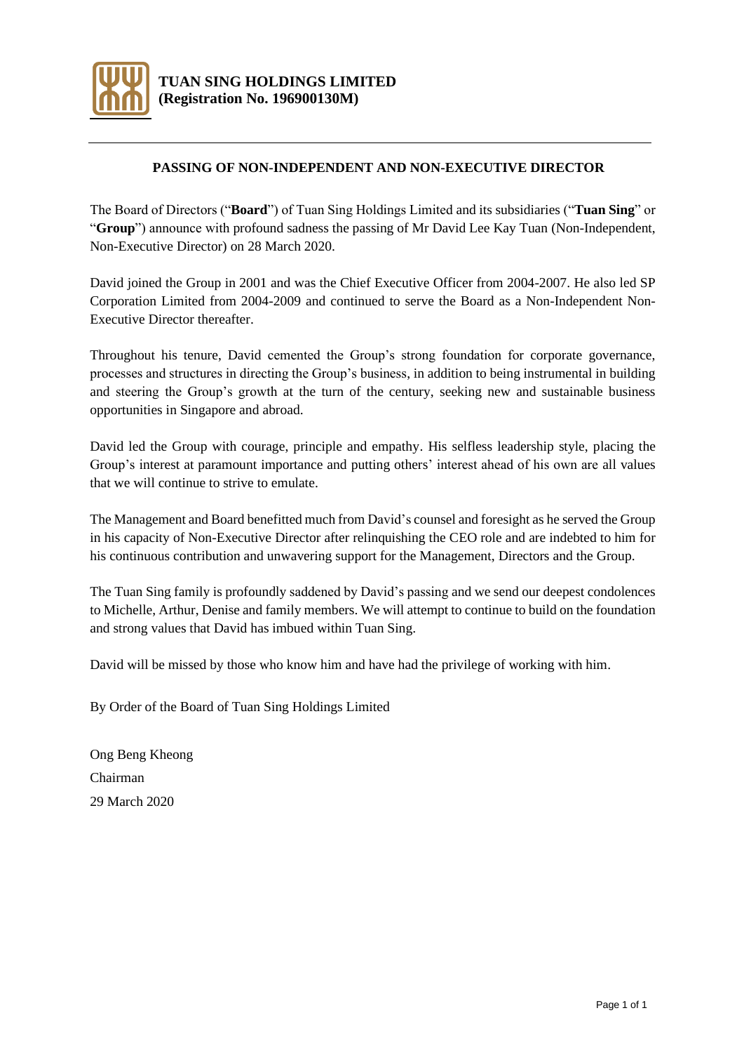**TUAN SING HOLDINGS LIMITED**
**(Registration No. 196900130M)**

---

**PASSING OF NON-INDEPENDENT AND NON-EXECUTIVE DIRECTOR**

The Board of Directors ("**Board**") of Tuan Sing Holdings Limited and its subsidiaries ("**Tuan Sing**" or "**Group**") announce with profound sadness the passing of Mr David Lee Kay Tuan (Non-Independent, Non-Executive Director) on 28 March 2020.

David joined the Group in 2001 and was the Chief Executive Officer from 2004-2007. He also led SP Corporation Limited from 2004-2009 and continued to serve the Board as a Non-Independent Non-Executive Director thereafter.

Throughout his tenure, David cemented the Group's strong foundation for corporate governance, processes and structures in directing the Group's business, in addition to being instrumental in building and steering the Group's growth at the turn of the century, seeking new and sustainable business opportunities in Singapore and abroad.

David led the Group with courage, principle and empathy. His selfless leadership style, placing the Group's interest at paramount importance and putting others' interest ahead of his own are all values that we will continue to strive to emulate.

The Management and Board benefitted much from David's counsel and foresight as he served the Group in his capacity of Non-Executive Director after relinquishing the CEO role and are indebted to him for his continuous contribution and unwavering support for the Management, Directors and the Group.

The Tuan Sing family is profoundly saddened by David's passing and we send our deepest condolences to Michelle, Arthur, Denise and family members. We will attempt to continue to build on the foundation and strong values that David has imbued within Tuan Sing.

David will be missed by those who know him and have had the privilege of working with him.

By Order of the Board of Tuan Sing Holdings Limited

Ong Beng Kheong
Chairman
29 March 2020